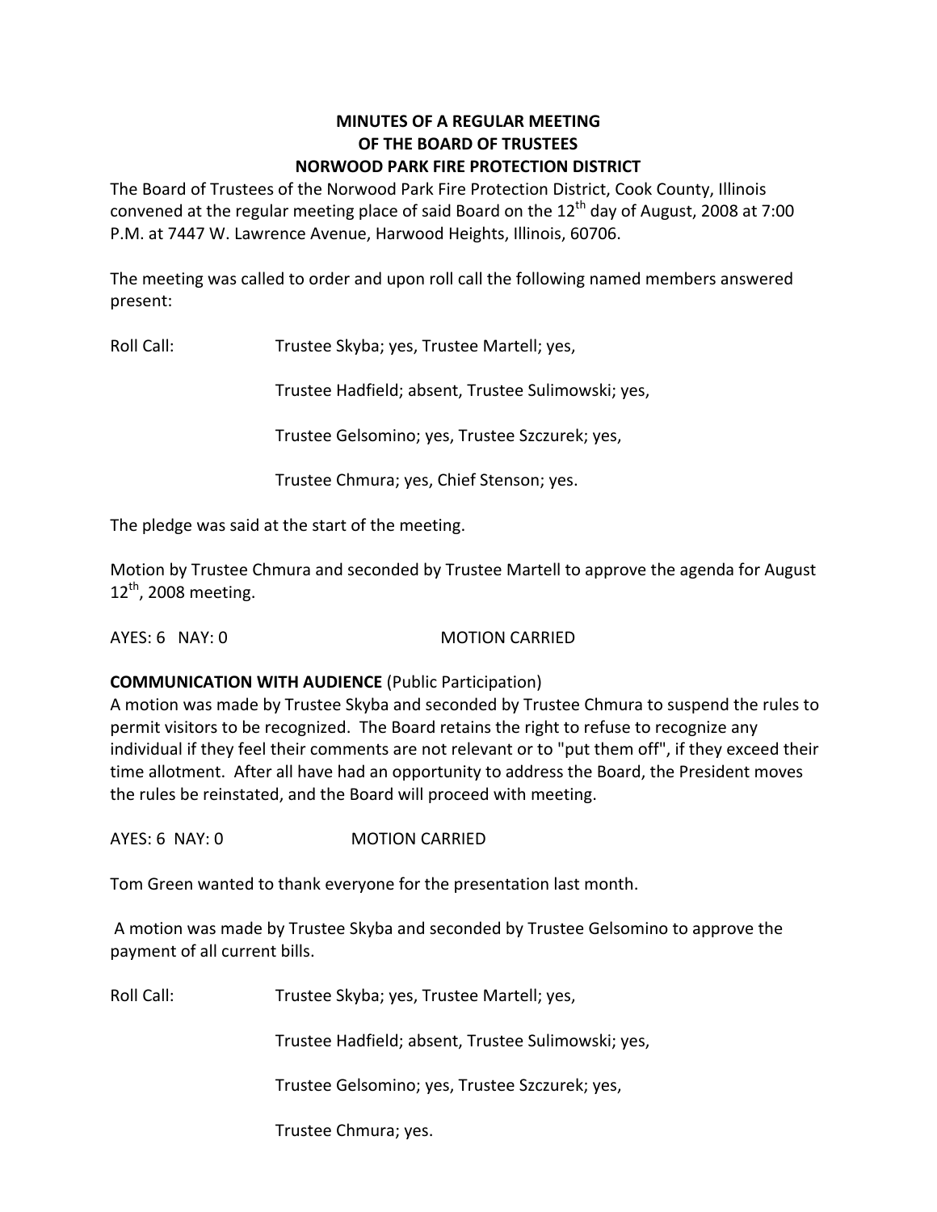**MINUTES OF A REGULAR MEETING**
**OF THE BOARD OF TRUSTEES**
**NORWOOD PARK FIRE PROTECTION DISTRICT**

The Board of Trustees of the Norwood Park Fire Protection District, Cook County, Illinois convened at the regular meeting place of said Board on the 12th day of August, 2008 at 7:00 P.M. at 7447 W. Lawrence Avenue, Harwood Heights, Illinois, 60706.

The meeting was called to order and upon roll call the following named members answered present:

Roll Call: Trustee Skyba; yes, Trustee Martell; yes,

Trustee Hadfield; absent, Trustee Sulimowski; yes,

Trustee Gelsomino; yes, Trustee Szczurek; yes,

Trustee Chmura; yes, Chief Stenson; yes.

The pledge was said at the start of the meeting.

Motion by Trustee Chmura and seconded by Trustee Martell to approve the agenda for August 12th, 2008 meeting.

AYES: 6 NAY: 0 MOTION CARRIED

**COMMUNICATION WITH AUDIENCE** (Public Participation)
A motion was made by Trustee Skyba and seconded by Trustee Chmura to suspend the rules to permit visitors to be recognized. The Board retains the right to refuse to recognize any individual if they feel their comments are not relevant or to "put them off", if they exceed their time allotment. After all have had an opportunity to address the Board, the President moves the rules be reinstated, and the Board will proceed with meeting.

AYES: 6 NAY: 0 MOTION CARRIED

Tom Green wanted to thank everyone for the presentation last month.

A motion was made by Trustee Skyba and seconded by Trustee Gelsomino to approve the payment of all current bills.

Roll Call: Trustee Skyba; yes, Trustee Martell; yes,

Trustee Hadfield; absent, Trustee Sulimowski; yes,

Trustee Gelsomino; yes, Trustee Szczurek; yes,

Trustee Chmura; yes.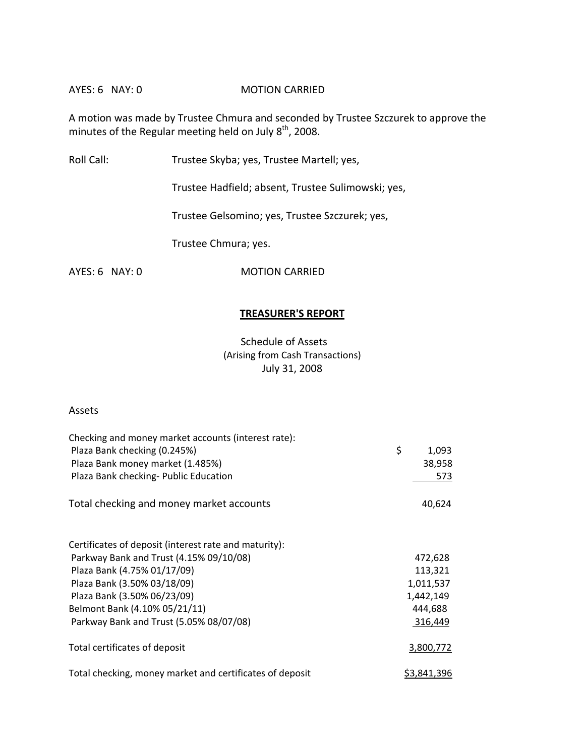AYES: 6 NAY: 0 MOTION CARRIED

A motion was made by Trustee Chmura and seconded by Trustee Szczurek to approve the minutes of the Regular meeting held on July 8th, 2008.

Roll Call: Trustee Skyba; yes, Trustee Martell; yes,

Trustee Hadfield; absent, Trustee Sulimowski; yes,

Trustee Gelsomino; yes, Trustee Szczurek; yes,

Trustee Chmura; yes.

AYES: 6 NAY: 0 MOTION CARRIED

## TREASURER'S REPORT

Schedule of Assets
(Arising from Cash Transactions)
July 31, 2008

Assets

| | |
|---|---|
| Checking and money market accounts (interest rate): | |
| Plaza Bank checking (0.245%) | $ 1,093 |
| Plaza Bank money market (1.485%) | 38,958 |
| Plaza Bank checking- Public Education | 573 |
| Total checking and money market accounts | 40,624 |
| Certificates of deposit (interest rate and maturity): | |
| Parkway Bank and Trust (4.15% 09/10/08) | 472,628 |
| Plaza Bank (4.75% 01/17/09) | 113,321 |
| Plaza Bank (3.50% 03/18/09) | 1,011,537 |
| Plaza Bank (3.50% 06/23/09) | 1,442,149 |
| Belmont Bank (4.10% 05/21/11) | 444,688 |
| Parkway Bank and Trust (5.05% 08/07/08) | 316,449 |
| Total certificates of deposit | 3,800,772 |
| Total checking, money market and certificates of deposit | $3,841,396 |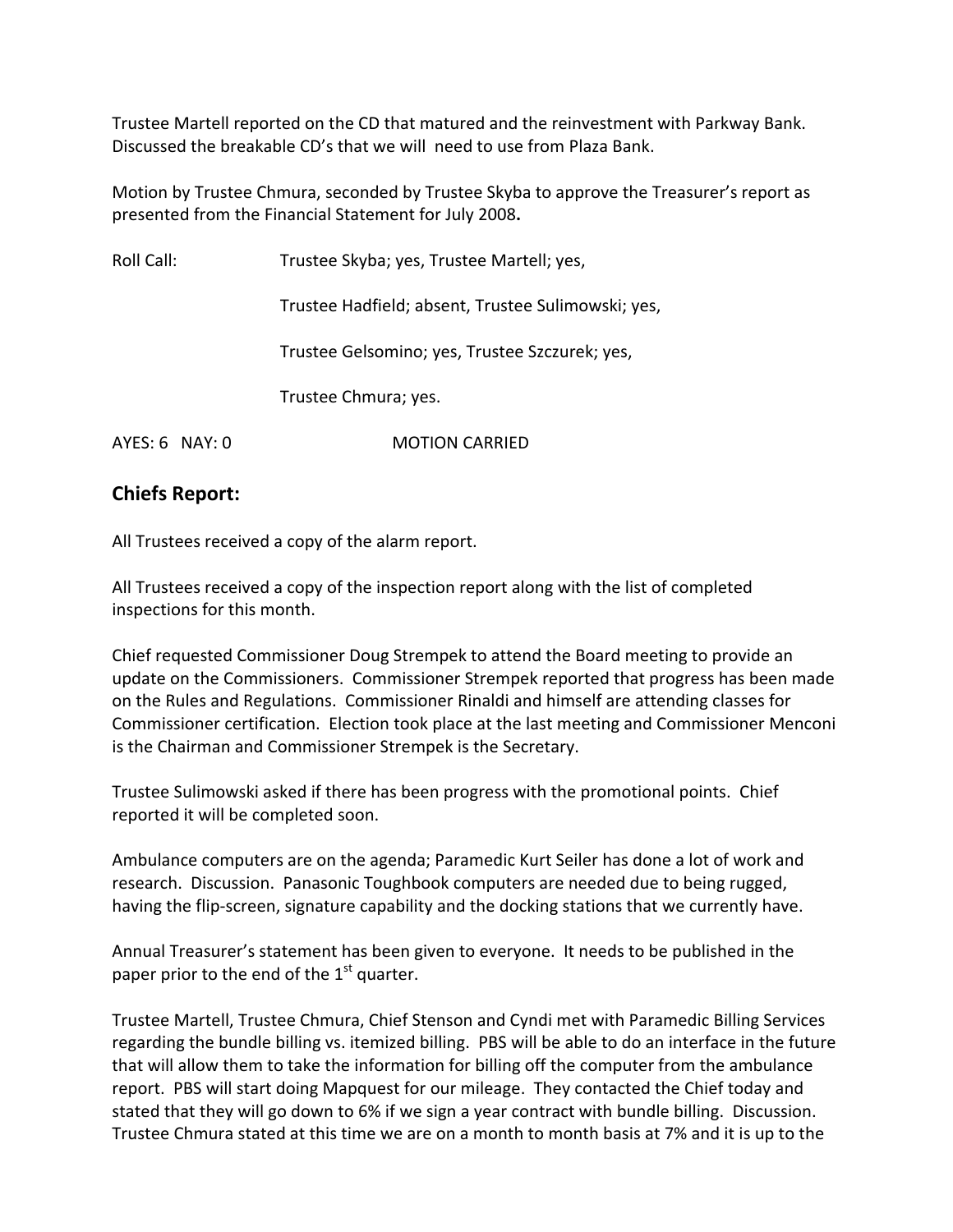Trustee Martell reported on the CD that matured and the reinvestment with Parkway Bank. Discussed the breakable CD's that we will need to use from Plaza Bank.

Motion by Trustee Chmura, seconded by Trustee Skyba to approve the Treasurer's report as presented from the Financial Statement for July 2008**.**

Roll Call: Trustee Skyba; yes, Trustee Martell; yes,

Trustee Hadfield; absent, Trustee Sulimowski; yes,

Trustee Gelsomino; yes, Trustee Szczurek; yes,

Trustee Chmura; yes.

AYES: 6 NAY: 0 MOTION CARRIED

## Chiefs Report:

All Trustees received a copy of the alarm report.

All Trustees received a copy of the inspection report along with the list of completed inspections for this month.

Chief requested Commissioner Doug Strempek to attend the Board meeting to provide an update on the Commissioners. Commissioner Strempek reported that progress has been made on the Rules and Regulations. Commissioner Rinaldi and himself are attending classes for Commissioner certification. Election took place at the last meeting and Commissioner Menconi is the Chairman and Commissioner Strempek is the Secretary.

Trustee Sulimowski asked if there has been progress with the promotional points. Chief reported it will be completed soon.

Ambulance computers are on the agenda; Paramedic Kurt Seiler has done a lot of work and research. Discussion. Panasonic Toughbook computers are needed due to being rugged, having the flip-screen, signature capability and the docking stations that we currently have.

Annual Treasurer's statement has been given to everyone. It needs to be published in the paper prior to the end of the 1st quarter.

Trustee Martell, Trustee Chmura, Chief Stenson and Cyndi met with Paramedic Billing Services regarding the bundle billing vs. itemized billing. PBS will be able to do an interface in the future that will allow them to take the information for billing off the computer from the ambulance report. PBS will start doing Mapquest for our mileage. They contacted the Chief today and stated that they will go down to 6% if we sign a year contract with bundle billing. Discussion. Trustee Chmura stated at this time we are on a month to month basis at 7% and it is up to the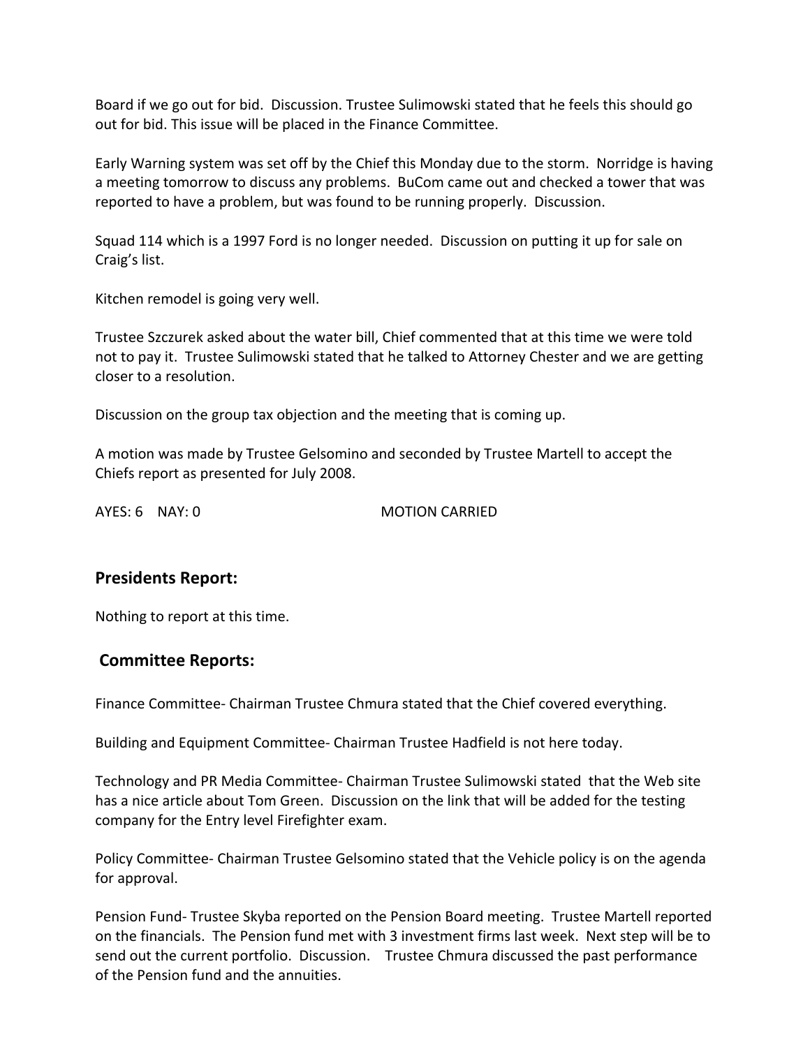Board if we go out for bid. Discussion. Trustee Sulimowski stated that he feels this should go out for bid. This issue will be placed in the Finance Committee.

Early Warning system was set off by the Chief this Monday due to the storm. Norridge is having a meeting tomorrow to discuss any problems. BuCom came out and checked a tower that was reported to have a problem, but was found to be running properly. Discussion.

Squad 114 which is a 1997 Ford is no longer needed. Discussion on putting it up for sale on Craig's list.

Kitchen remodel is going very well.

Trustee Szczurek asked about the water bill, Chief commented that at this time we were told not to pay it. Trustee Sulimowski stated that he talked to Attorney Chester and we are getting closer to a resolution.

Discussion on the group tax objection and the meeting that is coming up.

A motion was made by Trustee Gelsomino and seconded by Trustee Martell to accept the Chiefs report as presented for July 2008.

AYES: 6 NAY: 0 MOTION CARRIED

## Presidents Report:

Nothing to report at this time.

## Committee Reports:

Finance Committee- Chairman Trustee Chmura stated that the Chief covered everything.

Building and Equipment Committee- Chairman Trustee Hadfield is not here today.

Technology and PR Media Committee- Chairman Trustee Sulimowski stated that the Web site has a nice article about Tom Green. Discussion on the link that will be added for the testing company for the Entry level Firefighter exam.

Policy Committee- Chairman Trustee Gelsomino stated that the Vehicle policy is on the agenda for approval.

Pension Fund- Trustee Skyba reported on the Pension Board meeting. Trustee Martell reported on the financials. The Pension fund met with 3 investment firms last week. Next step will be to send out the current portfolio. Discussion. Trustee Chmura discussed the past performance of the Pension fund and the annuities.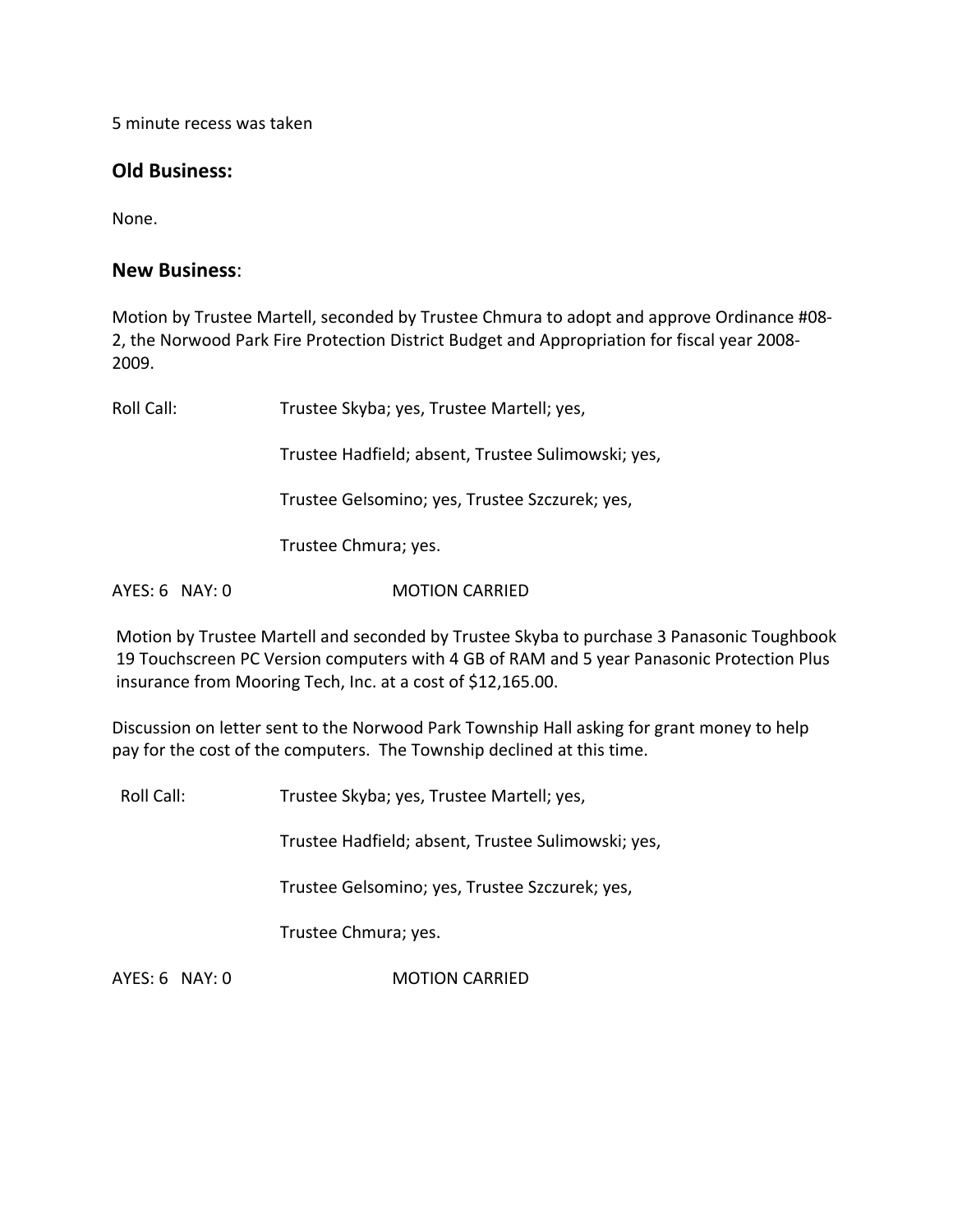5 minute recess was taken

## Old Business:

None.

## New Business:

Motion by Trustee Martell, seconded by Trustee Chmura to adopt and approve Ordinance #08-2, the Norwood Park Fire Protection District Budget and Appropriation for fiscal year 2008-2009.

Roll Call: Trustee Skyba; yes, Trustee Martell; yes,

Trustee Hadfield; absent, Trustee Sulimowski; yes,

Trustee Gelsomino; yes, Trustee Szczurek; yes,

Trustee Chmura; yes.

AYES: 6 NAY: 0 MOTION CARRIED

Motion by Trustee Martell and seconded by Trustee Skyba to purchase 3 Panasonic Toughbook 19 Touchscreen PC Version computers with 4 GB of RAM and 5 year Panasonic Protection Plus insurance from Mooring Tech, Inc. at a cost of $12,165.00.

Discussion on letter sent to the Norwood Park Township Hall asking for grant money to help pay for the cost of the computers. The Township declined at this time.

Roll Call: Trustee Skyba; yes, Trustee Martell; yes,

Trustee Hadfield; absent, Trustee Sulimowski; yes,

Trustee Gelsomino; yes, Trustee Szczurek; yes,

Trustee Chmura; yes.

AYES: 6 NAY: 0 MOTION CARRIED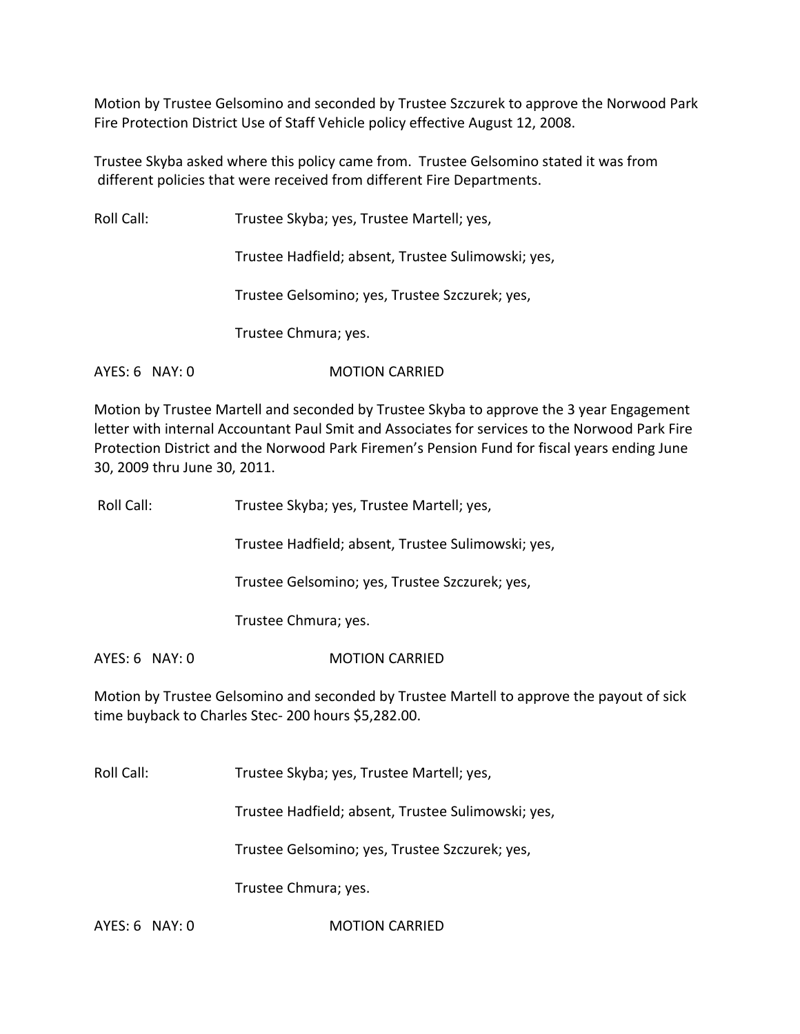Motion by Trustee Gelsomino and seconded by Trustee Szczurek to approve the Norwood Park Fire Protection District Use of Staff Vehicle policy effective August 12, 2008.

Trustee Skyba asked where this policy came from. Trustee Gelsomino stated it was from different policies that were received from different Fire Departments.

Roll Call: Trustee Skyba; yes, Trustee Martell; yes,

Trustee Hadfield; absent, Trustee Sulimowski; yes,

Trustee Gelsomino; yes, Trustee Szczurek; yes,

Trustee Chmura; yes.

AYES: 6 NAY: 0 MOTION CARRIED

Motion by Trustee Martell and seconded by Trustee Skyba to approve the 3 year Engagement letter with internal Accountant Paul Smit and Associates for services to the Norwood Park Fire Protection District and the Norwood Park Firemen's Pension Fund for fiscal years ending June 30, 2009 thru June 30, 2011.

Roll Call: Trustee Skyba; yes, Trustee Martell; yes,

Trustee Hadfield; absent, Trustee Sulimowski; yes,

Trustee Gelsomino; yes, Trustee Szczurek; yes,

Trustee Chmura; yes.

AYES: 6 NAY: 0 MOTION CARRIED

Motion by Trustee Gelsomino and seconded by Trustee Martell to approve the payout of sick time buyback to Charles Stec- 200 hours $5,282.00.

Roll Call: Trustee Skyba; yes, Trustee Martell; yes,

Trustee Hadfield; absent, Trustee Sulimowski; yes,

Trustee Gelsomino; yes, Trustee Szczurek; yes,

Trustee Chmura; yes.

AYES: 6 NAY: 0 MOTION CARRIED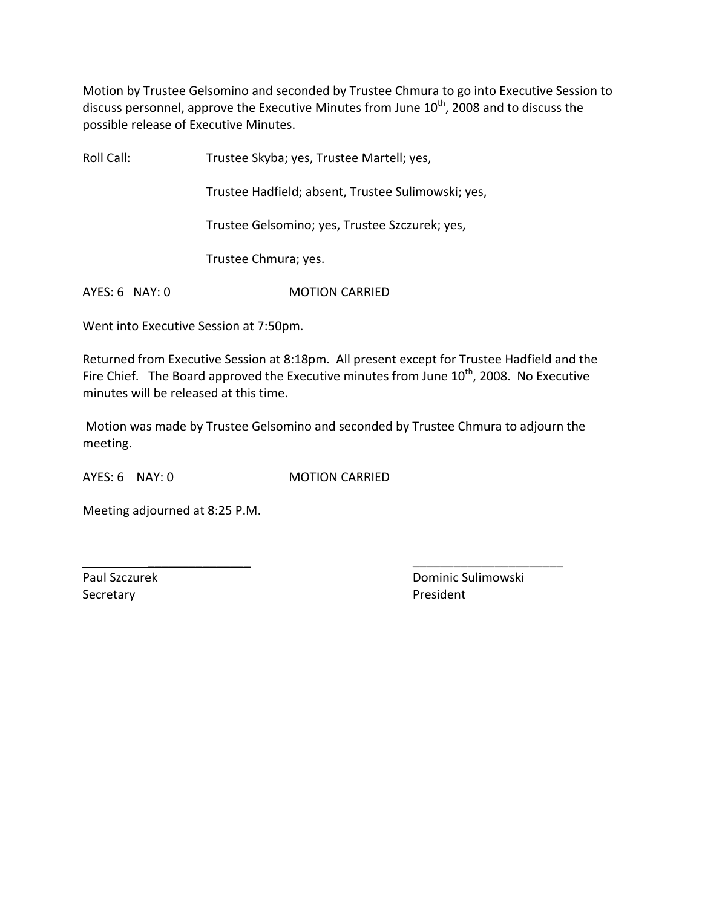Motion by Trustee Gelsomino and seconded by Trustee Chmura to go into Executive Session to discuss personnel, approve the Executive Minutes from June 10th, 2008 and to discuss the possible release of Executive Minutes.

Roll Call: Trustee Skyba; yes, Trustee Martell; yes,

Trustee Hadfield; absent, Trustee Sulimowski; yes,

Trustee Gelsomino; yes, Trustee Szczurek; yes,

Trustee Chmura; yes.

AYES: 6 NAY: 0 MOTION CARRIED

Went into Executive Session at 7:50pm.

Returned from Executive Session at 8:18pm. All present except for Trustee Hadfield and the Fire Chief. The Board approved the Executive minutes from June 10th, 2008. No Executive minutes will be released at this time.

Motion was made by Trustee Gelsomino and seconded by Trustee Chmura to adjourn the meeting.

AYES: 6 NAY: 0 MOTION CARRIED

Meeting adjourned at 8:25 P.M.

______________________ ______________________

Paul Szczurek
Secretary

Dominic Sulimowski
President